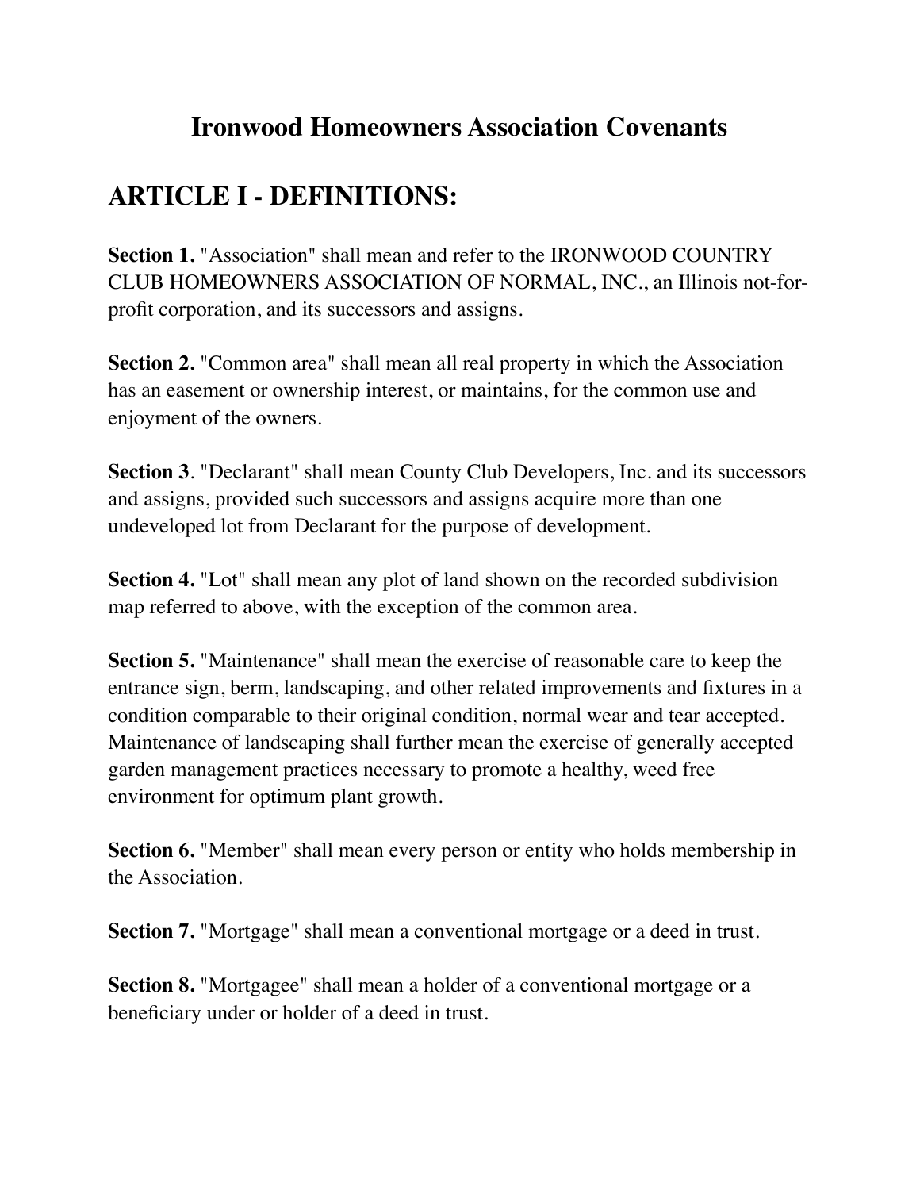# Ironwood Homeowners Association Covenants

## ARTICLE I - DEFINITIONS:

**Section 1.** "Association" shall mean and refer to the IRONWOOD COUNTRY CLUB HOMEOWNERS ASSOCIATION OF NORMAL, INC., an Illinois not-for-profit corporation, and its successors and assigns.

**Section 2.** "Common area" shall mean all real property in which the Association has an easement or ownership interest, or maintains, for the common use and enjoyment of the owners.

**Section 3**. "Declarant" shall mean County Club Developers, Inc. and its successors and assigns, provided such successors and assigns acquire more than one undeveloped lot from Declarant for the purpose of development.

**Section 4.** "Lot" shall mean any plot of land shown on the recorded subdivision map referred to above, with the exception of the common area.

**Section 5.** "Maintenance" shall mean the exercise of reasonable care to keep the entrance sign, berm, landscaping, and other related improvements and fixtures in a condition comparable to their original condition, normal wear and tear accepted. Maintenance of landscaping shall further mean the exercise of generally accepted garden management practices necessary to promote a healthy, weed free environment for optimum plant growth.

**Section 6.** "Member" shall mean every person or entity who holds membership in the Association.

**Section 7.** "Mortgage" shall mean a conventional mortgage or a deed in trust.

**Section 8.** "Mortgagee" shall mean a holder of a conventional mortgage or a beneficiary under or holder of a deed in trust.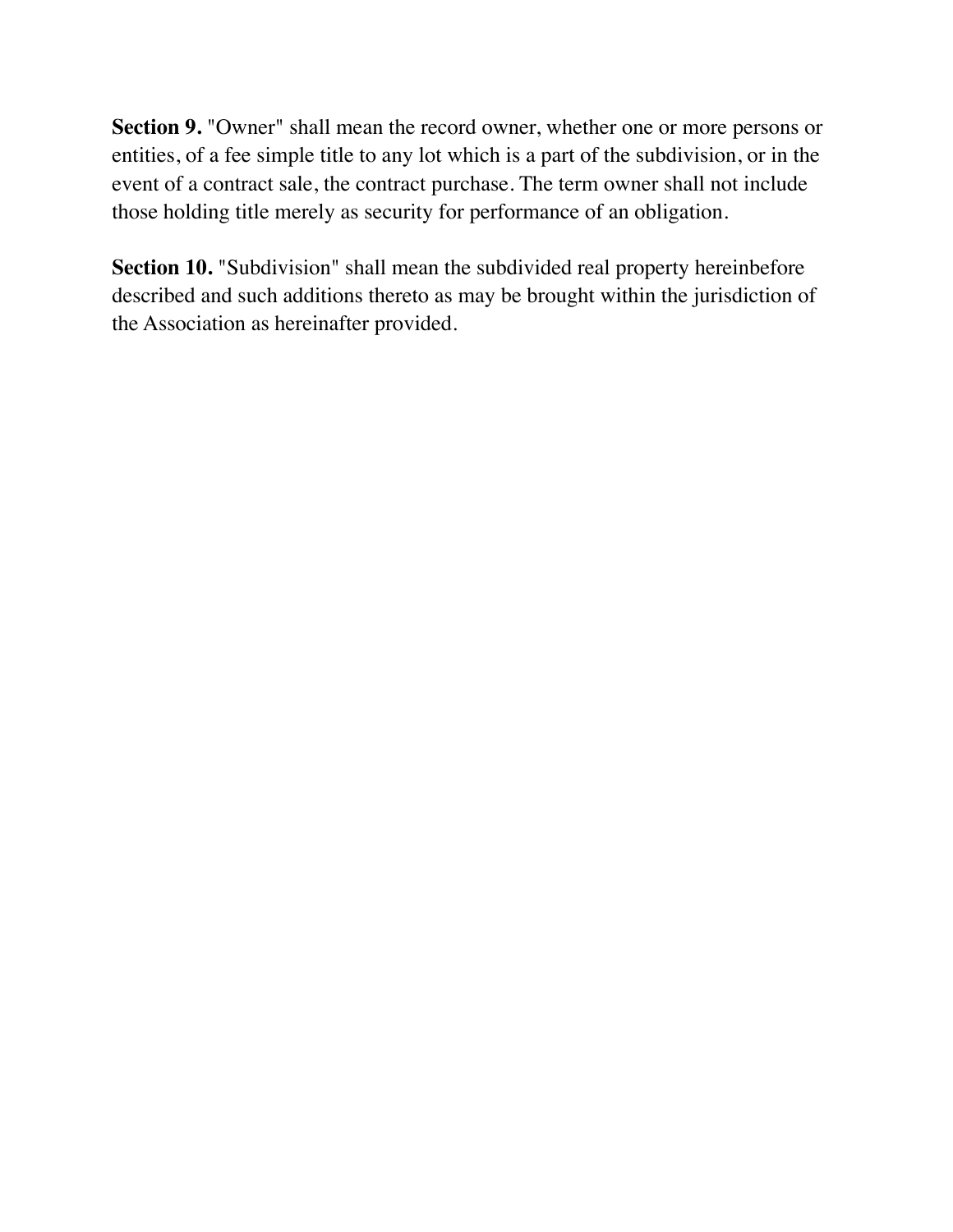**Section 9.** "Owner" shall mean the record owner, whether one or more persons or entities, of a fee simple title to any lot which is a part of the subdivision, or in the event of a contract sale, the contract purchase. The term owner shall not include those holding title merely as security for performance of an obligation.

**Section 10.** "Subdivision" shall mean the subdivided real property hereinbefore described and such additions thereto as may be brought within the jurisdiction of the Association as hereinafter provided.